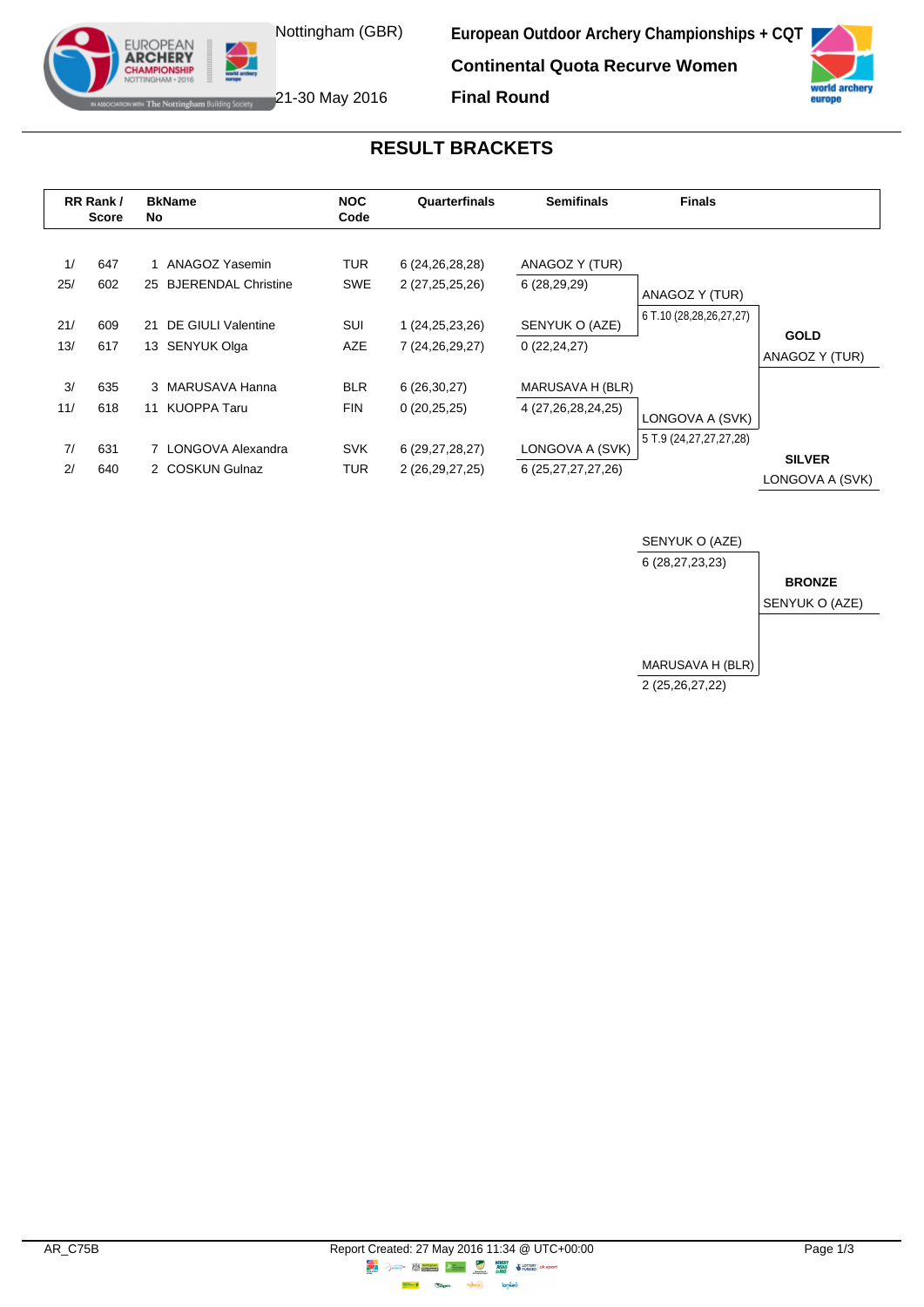Nottingham (GBR)

21-30 May 2016

**European Outdoor Archery Championships + CQT**

**Continental Quota Recurve Women**

**Final Round**

## RESULT BRACKETS

| RR Rank / Score | | BkName No | | NOC Code | Quarterfinals | Semifinals | Finals | |
|---|---|---|---|---|---|---|---|---|
| 1/ | 647 | 1 | ANAGOZ Yasemin | TUR | 6 (24,26,28,28) | ANAGOZ Y (TUR) | | |
| 25/ | 602 | 25 | BJERENDAL Christine | SWE | 2 (27,25,25,26) | 6 (28,29,29) | ANAGOZ Y (TUR) | |
| | | | | | | | 6 T.10 (28,28,26,27,27) | |
| 21/ | 609 | 21 | DE GIULI Valentine | SUI | 1 (24,25,23,26) | SENYUK O (AZE) | | **GOLD** |
| 13/ | 617 | 13 | SENYUK Olga | AZE | 7 (24,26,29,27) | 0 (22,24,27) | | ANAGOZ Y (TUR) |
| 3/ | 635 | 3 | MARUSAVA Hanna | BLR | 6 (26,30,27) | MARUSAVA H (BLR) | | |
| 11/ | 618 | 11 | KUOPPA Taru | FIN | 0 (20,25,25) | 4 (27,26,28,24,25) | LONGOVA A (SVK) | |
| | | | | | | | 5 T.9 (24,27,27,27,28) | |
| 7/ | 631 | 7 | LONGOVA Alexandra | SVK | 6 (29,27,28,27) | LONGOVA A (SVK) | | **SILVER** |
| 2/ | 640 | 2 | COSKUN Gulnaz | TUR | 2 (26,29,27,25) | 6 (25,27,27,27,26) | | LONGOVA A (SVK) |

| Bronze Match | |
|---|---|
| SENYUK O (AZE) | |
| 6 (28,27,23,23) | **BRONZE** |
| | SENYUK O (AZE) |
| MARUSAVA H (BLR) | |
| 2 (25,26,27,22) | |

AR_C75B

Report Created: 27 May 2016 11:34 @ UTC+00:00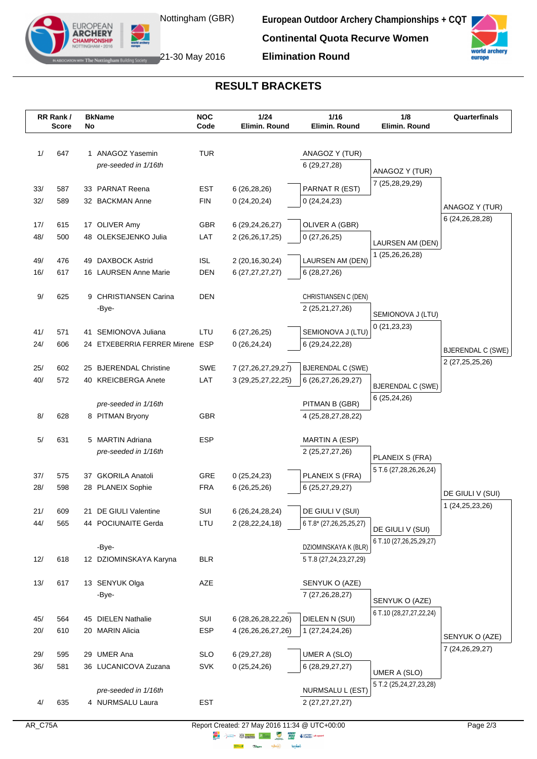# European Outdoor Archery Championships + CQT

Nottingham (GBR), 21-30 May 2016

## Continental Quota Recurve Women

## Elimination Round

## RESULT BRACKETS

| RR Rank / Score | | BkName No | | NOC Code | 1/24 Elimin. Round | 1/16 Elimin. Round | 1/8 Elimin. Round | Quarterfinals |
|---|---|---|---|---|---|---|---|---|
| 1/ | 647 | 1 | ANAGOZ Yasemin | TUR | | ANAGOZ Y (TUR) | | |
| | | | *pre-seeded in 1/16th* | | | 6 (29,27,28) | ANAGOZ Y (TUR) | |
| | | | | | | | 7 (25,28,29,29) | |
| 33/ | 587 | 33 | PARNAT Reena | EST | 6 (26,28,26) | PARNAT R (EST) | | |
| 32/ | 589 | 32 | BACKMAN Anne | FIN | 0 (24,20,24) | 0 (24,24,23) | | ANAGOZ Y (TUR) |
| | | | | | | | | 6 (24,26,28,28) |
| 17/ | 615 | 17 | OLIVER Amy | GBR | 6 (29,24,26,27) | OLIVER A (GBR) | | |
| 48/ | 500 | 48 | OLEKSEJENKO Julia | LAT | 2 (26,26,17,25) | 0 (27,26,25) | LAURSEN AM (DEN) | |
| | | | | | | | 1 (25,26,26,28) | |
| 49/ | 476 | 49 | DAXBOCK Astrid | ISL | 2 (20,16,30,24) | LAURSEN AM (DEN) | | |
| 16/ | 617 | 16 | LAURSEN Anne Marie | DEN | 6 (27,27,27,27) | 6 (28,27,26) | | |
| 9/ | 625 | 9 | CHRISTIANSEN Carina | DEN | | CHRISTIANSEN C (DEN) | | |
| | | | -Bye- | | | 2 (25,21,27,26) | SEMIONOVA J (LTU) | |
| | | | | | | | 0 (21,23,23) | |
| 41/ | 571 | 41 | SEMIONOVA Juliana | LTU | 6 (27,26,25) | SEMIONOVA J (LTU) | | |
| 24/ | 606 | 24 | ETXEBERRIA FERRER Mirene | ESP | 0 (26,24,24) | 6 (29,24,22,28) | | BJERENDAL C (SWE) |
| | | | | | | | | 2 (27,25,25,26) |
| 25/ | 602 | 25 | BJERENDAL Christine | SWE | 7 (27,26,27,29,27) | BJERENDAL C (SWE) | | |
| 40/ | 572 | 40 | KREICBERGA Anete | LAT | 3 (29,25,27,22,25) | 6 (26,27,26,29,27) | BJERENDAL C (SWE) | |
| | | | | | | | 6 (25,24,26) | |
| | | | *pre-seeded in 1/16th* | | | PITMAN B (GBR) | | |
| 8/ | 628 | 8 | PITMAN Bryony | GBR | | 4 (25,28,27,28,22) | | |
| 5/ | 631 | 5 | MARTIN Adriana | ESP | | MARTIN A (ESP) | | |
| | | | *pre-seeded in 1/16th* | | | 2 (25,27,27,26) | PLANEIX S (FRA) | |
| | | | | | | | 5 T.6 (27,28,26,26,24) | |
| 37/ | 575 | 37 | GKORILA Anatoli | GRE | 0 (25,24,23) | PLANEIX S (FRA) | | |
| 28/ | 598 | 28 | PLANEIX Sophie | FRA | 6 (26,25,26) | 6 (25,27,29,27) | | DE GIULI V (SUI) |
| | | | | | | | | 1 (24,25,23,26) |
| 21/ | 609 | 21 | DE GIULI Valentine | SUI | 6 (26,24,28,24) | DE GIULI V (SUI) | | |
| 44/ | 565 | 44 | POCIUNAITE Gerda | LTU | 2 (28,22,24,18) | 6 T.8* (27,26,25,25,27) | DE GIULI V (SUI) | |
| | | | | | | | 6 T.10 (27,26,25,29,27) | |
| | | | -Bye- | | | DZIOMINSKAYA K (BLR) | | |
| 12/ | 618 | 12 | DZIOMINSKAYA Karyna | BLR | | 5 T.8 (27,24,23,27,29) | | |
| 13/ | 617 | 13 | SENYUK Olga | AZE | | SENYUK O (AZE) | | |
| | | | -Bye- | | | 7 (27,26,28,27) | SENYUK O (AZE) | |
| | | | | | | | 6 T.10 (28,27,27,22,24) | |
| 45/ | 564 | 45 | DIELEN Nathalie | SUI | 6 (28,26,28,22,26) | DIELEN N (SUI) | | |
| 20/ | 610 | 20 | MARIN Alicia | ESP | 4 (26,26,26,27,26) | 1 (27,24,24,26) | | SENYUK O (AZE) |
| | | | | | | | | 7 (24,26,29,27) |
| 29/ | 595 | 29 | UMER Ana | SLO | 6 (29,27,28) | UMER A (SLO) | | |
| 36/ | 581 | 36 | LUCANICOVA Zuzana | SVK | 0 (25,24,26) | 6 (28,29,27,27) | UMER A (SLO) | |
| | | | | | | | 5 T.2 (25,24,27,23,28) | |
| | | | *pre-seeded in 1/16th* | | | NURMSALU L (EST) | | |
| 4/ | 635 | 4 | NURMSALU Laura | EST | | 2 (27,27,27,27) | | |

AR_C75A — Report Created: 27 May 2016 11:34 @ UTC+00:00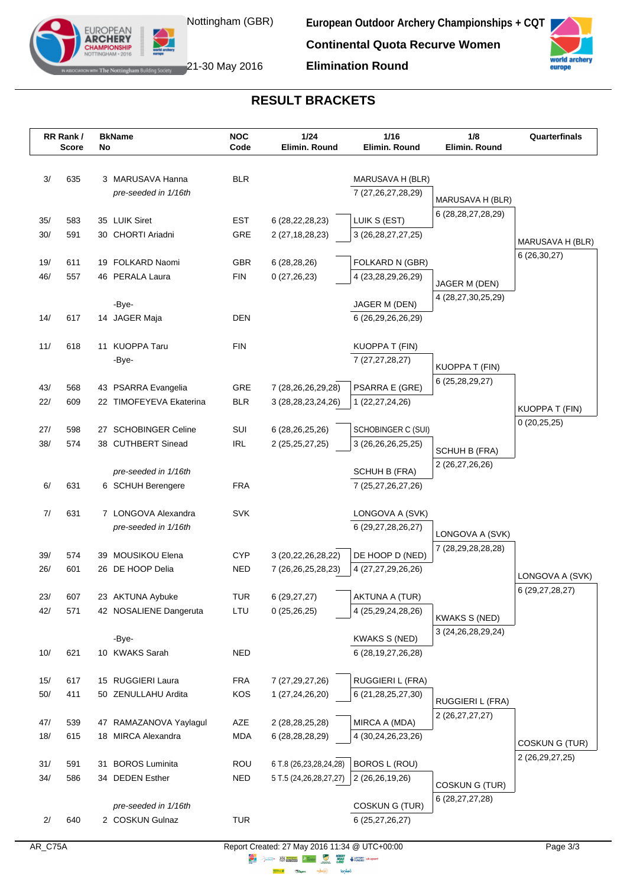Nottingham (GBR)

21-30 May 2016

**European Outdoor Archery Championships + CQT**

**Continental Quota Recurve Women**

**Elimination Round**

## RESULT BRACKETS

| RR Rank / | Score | BkName No | | NOC Code | 1/24 Elimin. Round | 1/16 Elimin. Round | 1/8 Elimin. Round | Quarterfinals |
|---|---|---|---|---|---|---|---|---|
| 3/ | 635 | 3 | MARUSAVA Hanna | BLR | | MARUSAVA H (BLR) | | |
| | | | *pre-seeded in 1/16th* | | | 7 (27,26,27,28,29) | MARUSAVA H (BLR) | |
| | | | | | | | 6 (28,28,27,28,29) | |
| 35/ | 583 | 35 | LUIK Siret | EST | 6 (28,22,28,23) | LUIK S (EST) | | |
| 30/ | 591 | 30 | CHORTI Ariadni | GRE | 2 (27,18,28,23) | 3 (26,28,27,27,25) | | MARUSAVA H (BLR) |
| | | | | | | | | 6 (26,30,27) |
| 19/ | 611 | 19 | FOLKARD Naomi | GBR | 6 (28,28,26) | FOLKARD N (GBR) | | |
| 46/ | 557 | 46 | PERALA Laura | FIN | 0 (27,26,23) | 4 (23,28,29,26,29) | JAGER M (DEN) | |
| | | | | | | | 4 (28,27,30,25,29) | |
| | | | -Bye- | | | JAGER M (DEN) | | |
| 14/ | 617 | 14 | JAGER Maja | DEN | | 6 (26,29,26,26,29) | | |
| 11/ | 618 | 11 | KUOPPA Taru | FIN | | KUOPPA T (FIN) | | |
| | | | -Bye- | | | 7 (27,27,28,27) | KUOPPA T (FIN) | |
| | | | | | | | 6 (25,28,29,27) | |
| 43/ | 568 | 43 | PSARRA Evangelia | GRE | 7 (28,26,26,29,28) | PSARRA E (GRE) | | |
| 22/ | 609 | 22 | TIMOFEYEVA Ekaterina | BLR | 3 (28,28,23,24,26) | 1 (22,27,24,26) | | KUOPPA T (FIN) |
| | | | | | | | | 0 (20,25,25) |
| 27/ | 598 | 27 | SCHOBINGER Celine | SUI | 6 (28,26,25,26) | SCHOBINGER C (SUI) | | |
| 38/ | 574 | 38 | CUTHBERT Sinead | IRL | 2 (25,25,27,25) | 3 (26,26,26,25,25) | SCHUH B (FRA) | |
| | | | | | | | 2 (26,27,26,26) | |
| | | | *pre-seeded in 1/16th* | | | SCHUH B (FRA) | | |
| 6/ | 631 | 6 | SCHUH Berengere | FRA | | 7 (25,27,26,27,26) | | |
| 7/ | 631 | 7 | LONGOVA Alexandra | SVK | | LONGOVA A (SVK) | | |
| | | | *pre-seeded in 1/16th* | | | 6 (29,27,28,26,27) | LONGOVA A (SVK) | |
| | | | | | | | 7 (28,29,28,28,28) | |
| 39/ | 574 | 39 | MOUSIKOU Elena | CYP | 3 (20,22,26,28,22) | DE HOOP D (NED) | | |
| 26/ | 601 | 26 | DE HOOP Delia | NED | 7 (26,26,25,28,23) | 4 (27,27,29,26,26) | | LONGOVA A (SVK) |
| | | | | | | | | 6 (29,27,28,27) |
| 23/ | 607 | 23 | AKTUNA Aybuke | TUR | 6 (29,27,27) | AKTUNA A (TUR) | | |
| 42/ | 571 | 42 | NOSALIENE Dangeruta | LTU | 0 (25,26,25) | 4 (25,29,24,28,26) | KWAKS S (NED) | |
| | | | | | | | 3 (24,26,28,29,24) | |
| | | | -Bye- | | | KWAKS S (NED) | | |
| 10/ | 621 | 10 | KWAKS Sarah | NED | | 6 (28,19,27,26,28) | | |
| 15/ | 617 | 15 | RUGGIERI Laura | FRA | 7 (27,29,27,26) | RUGGIERI L (FRA) | | |
| 50/ | 411 | 50 | ZENULLAHU Ardita | KOS | 1 (27,24,26,20) | 6 (21,28,25,27,30) | RUGGIERI L (FRA) | |
| | | | | | | | 2 (26,27,27,27) | |
| 47/ | 539 | 47 | RAMAZANOVA Yaylagul | AZE | 2 (28,28,25,28) | MIRCA A (MDA) | | |
| 18/ | 615 | 18 | MIRCA Alexandra | MDA | 6 (28,28,28,29) | 4 (30,24,26,23,26) | | COSKUN G (TUR) |
| | | | | | | | | 2 (26,29,27,25) |
| 31/ | 591 | 31 | BOROS Luminita | ROU | 6 T.8 (26,23,28,24,28) | BOROS L (ROU) | | |
| 34/ | 586 | 34 | DEDEN Esther | NED | 5 T.5 (24,26,28,27,27) | 2 (26,26,19,26) | COSKUN G (TUR) | |
| | | | | | | | 6 (28,27,27,28) | |
| | | | *pre-seeded in 1/16th* | | | COSKUN G (TUR) | | |
| 2/ | 640 | 2 | COSKUN Gulnaz | TUR | | 6 (25,27,26,27) | | |

AR_C75A

Report Created: 27 May 2016 11:34 @ UTC+00:00